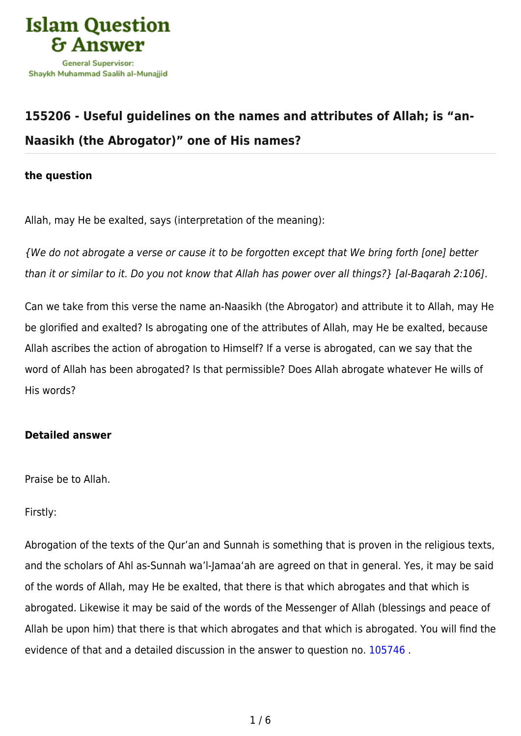## 155206 - Useful guidelines on the names and attributes of Allah; is "an-Naasikh (the Abrogator)" one of His names?

**the question**

Allah, may He be exalted, says (interpretation of the meaning):

*{We do not abrogate a verse or cause it to be forgotten except that We bring forth [one] better than it or similar to it. Do you not know that Allah has power over all things?} [al-Baqarah 2:106]*.

Can we take from this verse the name an-Naasikh (the Abrogator) and attribute it to Allah, may He be glorified and exalted? Is abrogating one of the attributes of Allah, may He be exalted, because Allah ascribes the action of abrogation to Himself? If a verse is abrogated, can we say that the word of Allah has been abrogated? Is that permissible? Does Allah abrogate whatever He wills of His words?

**Detailed answer**

Praise be to Allah.

Firstly:

Abrogation of the texts of the Qur'an and Sunnah is something that is proven in the religious texts, and the scholars of Ahl as-Sunnah wa'l-Jamaa'ah are agreed on that in general. Yes, it may be said of the words of Allah, may He be exalted, that there is that which abrogates and that which is abrogated. Likewise it may be said of the words of the Messenger of Allah (blessings and peace of Allah be upon him) that there is that which abrogates and that which is abrogated. You will find the evidence of that and a detailed discussion in the answer to question no. 105746 .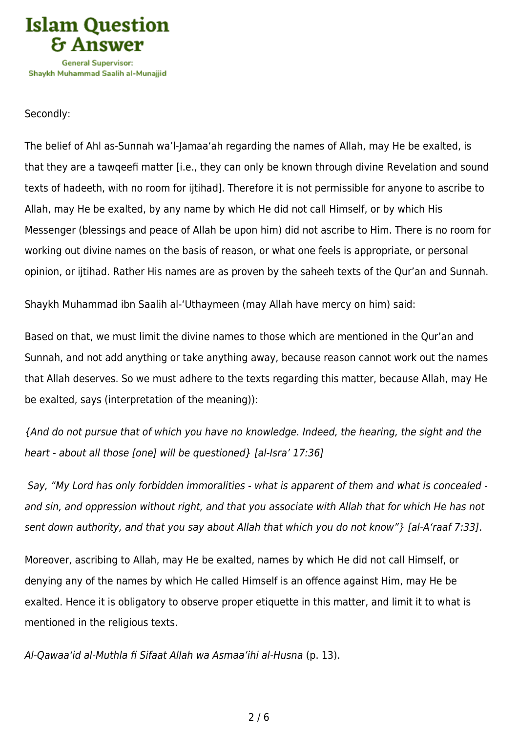Secondly:

The belief of Ahl as-Sunnah wa'l-Jamaa'ah regarding the names of Allah, may He be exalted, is that they are a tawqeefi matter [i.e., they can only be known through divine Revelation and sound texts of hadeeth, with no room for ijtihad]. Therefore it is not permissible for anyone to ascribe to Allah, may He be exalted, by any name by which He did not call Himself, or by which His Messenger (blessings and peace of Allah be upon him) did not ascribe to Him. There is no room for working out divine names on the basis of reason, or what one feels is appropriate, or personal opinion, or ijtihad. Rather His names are as proven by the saheeh texts of the Qur'an and Sunnah.

Shaykh Muhammad ibn Saalih al-'Uthaymeen (may Allah have mercy on him) said:

Based on that, we must limit the divine names to those which are mentioned in the Qur'an and Sunnah, and not add anything or take anything away, because reason cannot work out the names that Allah deserves. So we must adhere to the texts regarding this matter, because Allah, may He be exalted, says (interpretation of the meaning)):

*{And do not pursue that of which you have no knowledge. Indeed, the hearing, the sight and the heart - about all those [one] will be questioned} [al-Isra' 17:36]*

*Say, "My Lord has only forbidden immoralities - what is apparent of them and what is concealed - and sin, and oppression without right, and that you associate with Allah that for which He has not sent down authority, and that you say about Allah that which you do not know"} [al-A'raaf 7:33]*.

Moreover, ascribing to Allah, may He be exalted, names by which He did not call Himself, or denying any of the names by which He called Himself is an offence against Him, may He be exalted. Hence it is obligatory to observe proper etiquette in this matter, and limit it to what is mentioned in the religious texts.

*Al-Qawaa'id al-Muthla fi Sifaat Allah wa Asmaa'ihi al-Husna* (p. 13).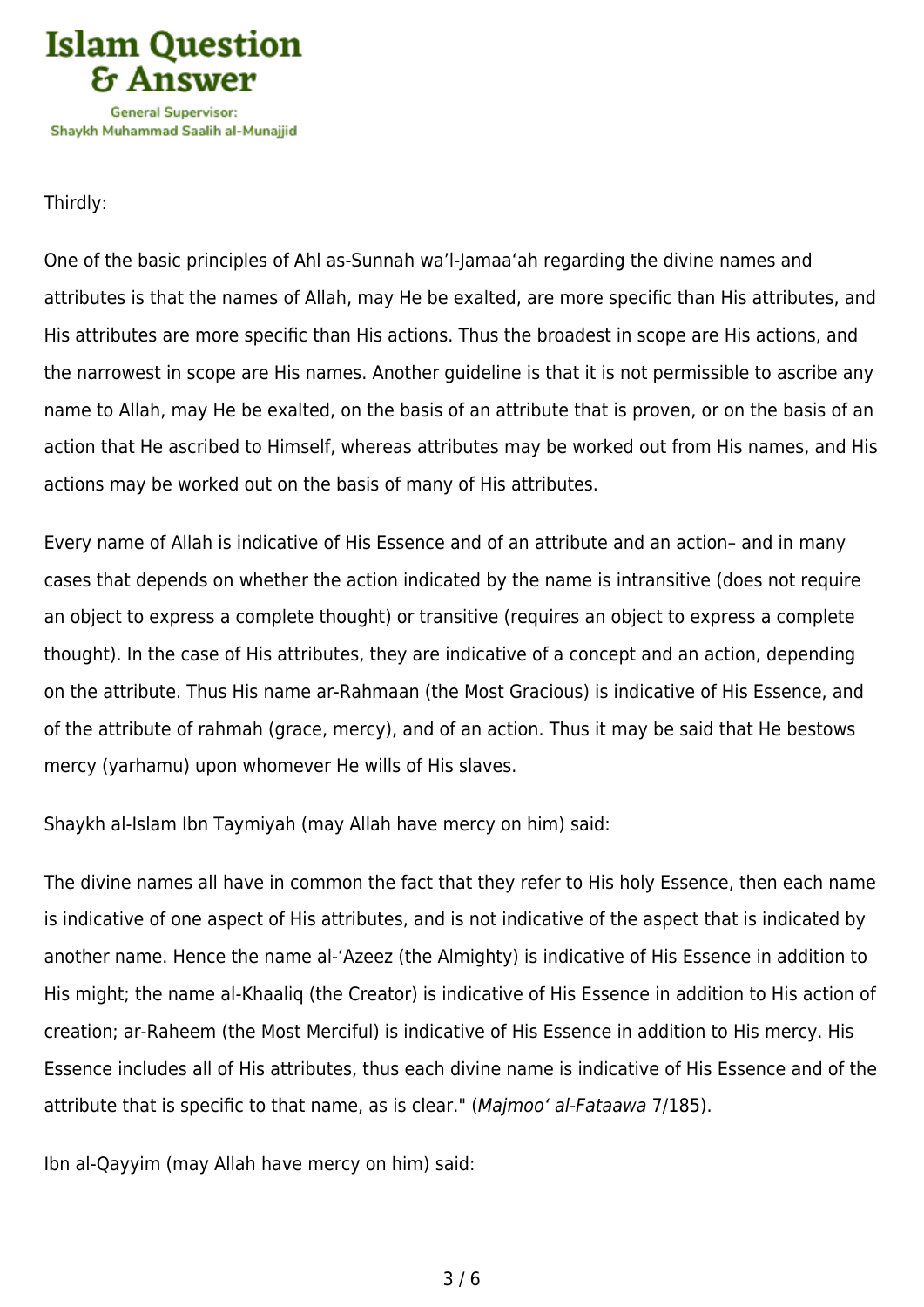Thirdly:

One of the basic principles of Ahl as-Sunnah wa'l-Jamaa'ah regarding the divine names and attributes is that the names of Allah, may He be exalted, are more specific than His attributes, and His attributes are more specific than His actions. Thus the broadest in scope are His actions, and the narrowest in scope are His names. Another guideline is that it is not permissible to ascribe any name to Allah, may He be exalted, on the basis of an attribute that is proven, or on the basis of an action that He ascribed to Himself, whereas attributes may be worked out from His names, and His actions may be worked out on the basis of many of His attributes.

Every name of Allah is indicative of His Essence and of an attribute and an action– and in many cases that depends on whether the action indicated by the name is intransitive (does not require an object to express a complete thought) or transitive (requires an object to express a complete thought). In the case of His attributes, they are indicative of a concept and an action, depending on the attribute. Thus His name ar-Rahmaan (the Most Gracious) is indicative of His Essence, and of the attribute of rahmah (grace, mercy), and of an action. Thus it may be said that He bestows mercy (yarhamu) upon whomever He wills of His slaves.

Shaykh al-Islam Ibn Taymiyah (may Allah have mercy on him) said:

The divine names all have in common the fact that they refer to His holy Essence, then each name is indicative of one aspect of His attributes, and is not indicative of the aspect that is indicated by another name. Hence the name al-'Azeez (the Almighty) is indicative of His Essence in addition to His might; the name al-Khaaliq (the Creator) is indicative of His Essence in addition to His action of creation; ar-Raheem (the Most Merciful) is indicative of His Essence in addition to His mercy. His Essence includes all of His attributes, thus each divine name is indicative of His Essence and of the attribute that is specific to that name, as is clear." (*Majmoo' al-Fataawa* 7/185).

Ibn al-Qayyim (may Allah have mercy on him) said: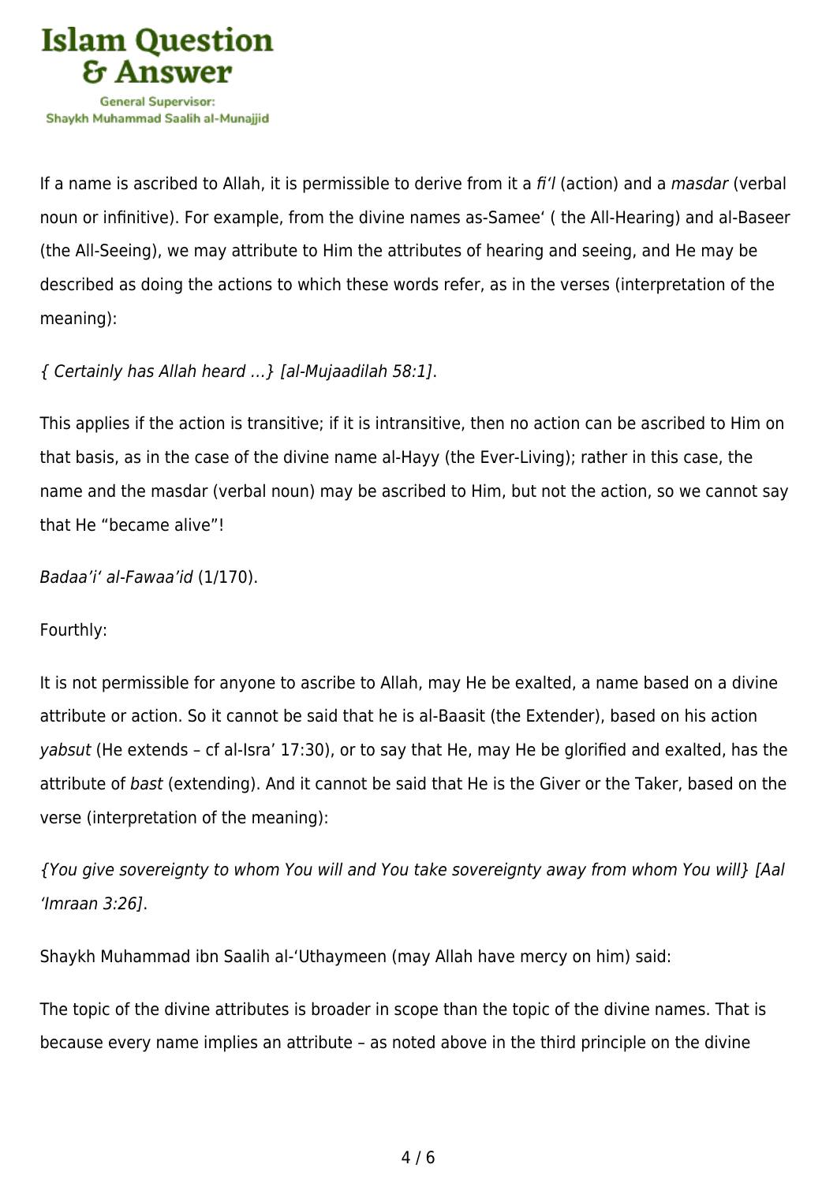If a name is ascribed to Allah, it is permissible to derive from it a *fi'l* (action) and a *masdar* (verbal noun or infinitive). For example, from the divine names as-Samee' ( the All-Hearing) and al-Baseer (the All-Seeing), we may attribute to Him the attributes of hearing and seeing, and He may be described as doing the actions to which these words refer, as in the verses (interpretation of the meaning):

*{ Certainly has Allah heard …} [al-Mujaadilah 58:1]*.

This applies if the action is transitive; if it is intransitive, then no action can be ascribed to Him on that basis, as in the case of the divine name al-Hayy (the Ever-Living); rather in this case, the name and the masdar (verbal noun) may be ascribed to Him, but not the action, so we cannot say that He "became alive"!

*Badaa'i' al-Fawaa'id* (1/170).

Fourthly:

It is not permissible for anyone to ascribe to Allah, may He be exalted, a name based on a divine attribute or action. So it cannot be said that he is al-Baasit (the Extender), based on his action *yabsut* (He extends – cf al-Isra' 17:30), or to say that He, may He be glorified and exalted, has the attribute of *bast* (extending). And it cannot be said that He is the Giver or the Taker, based on the verse (interpretation of the meaning):

*{You give sovereignty to whom You will and You take sovereignty away from whom You will} [Aal 'Imraan 3:26]*.

Shaykh Muhammad ibn Saalih al-'Uthaymeen (may Allah have mercy on him) said:

The topic of the divine attributes is broader in scope than the topic of the divine names. That is because every name implies an attribute – as noted above in the third principle on the divine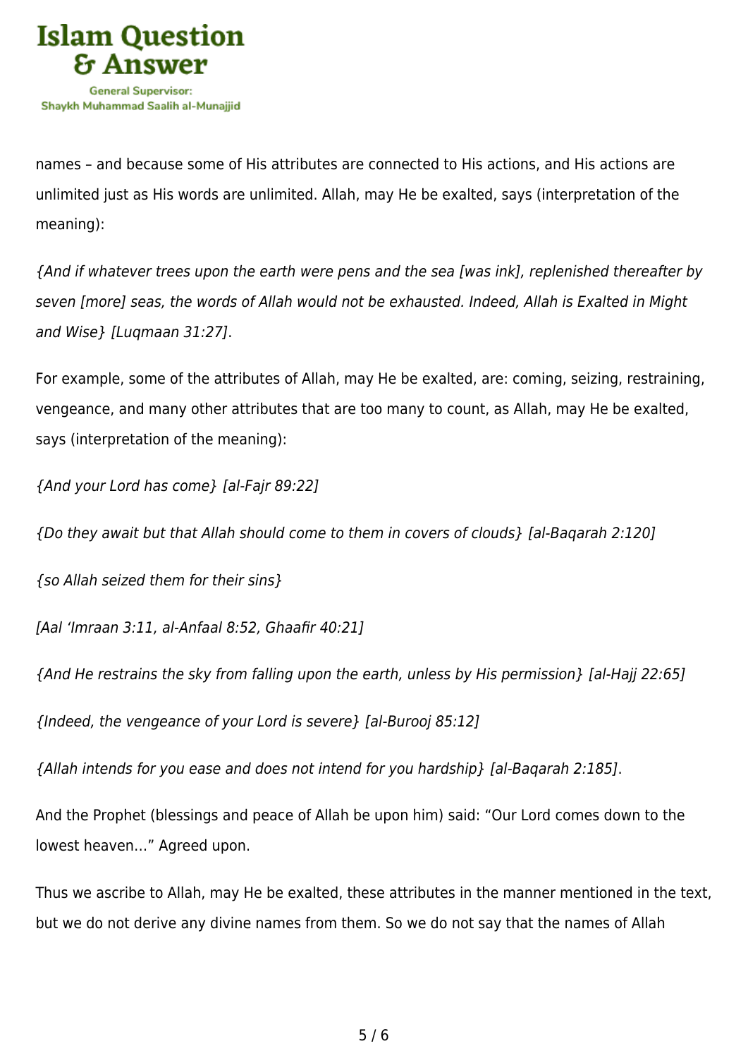names – and because some of His attributes are connected to His actions, and His actions are unlimited just as His words are unlimited. Allah, may He be exalted, says (interpretation of the meaning):

*{And if whatever trees upon the earth were pens and the sea [was ink], replenished thereafter by seven [more] seas, the words of Allah would not be exhausted. Indeed, Allah is Exalted in Might and Wise} [Luqmaan 31:27]*.

For example, some of the attributes of Allah, may He be exalted, are: coming, seizing, restraining, vengeance, and many other attributes that are too many to count, as Allah, may He be exalted, says (interpretation of the meaning):

*{And your Lord has come} [al-Fajr 89:22]*

*{Do they await but that Allah should come to them in covers of clouds} [al-Baqarah 2:120]*

*{so Allah seized them for their sins}*

*[Aal 'Imraan 3:11, al-Anfaal 8:52, Ghaafir 40:21]*

*{And He restrains the sky from falling upon the earth, unless by His permission} [al-Hajj 22:65]*

*{Indeed, the vengeance of your Lord is severe} [al-Burooj 85:12]*

*{Allah intends for you ease and does not intend for you hardship} [al-Baqarah 2:185]*.

And the Prophet (blessings and peace of Allah be upon him) said: "Our Lord comes down to the lowest heaven…" Agreed upon.

Thus we ascribe to Allah, may He be exalted, these attributes in the manner mentioned in the text, but we do not derive any divine names from them. So we do not say that the names of Allah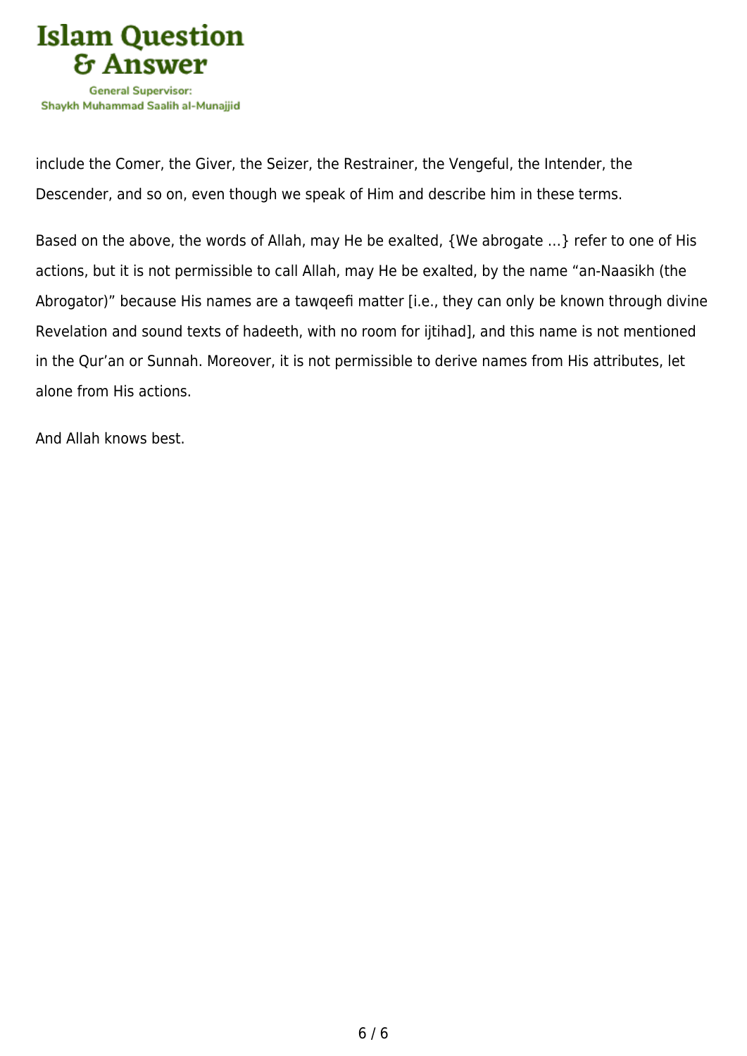include the Comer, the Giver, the Seizer, the Restrainer, the Vengeful, the Intender, the Descender, and so on, even though we speak of Him and describe him in these terms.

Based on the above, the words of Allah, may He be exalted, {We abrogate …} refer to one of His actions, but it is not permissible to call Allah, may He be exalted, by the name "an-Naasikh (the Abrogator)" because His names are a tawqeefi matter [i.e., they can only be known through divine Revelation and sound texts of hadeeth, with no room for ijtihad], and this name is not mentioned in the Qur'an or Sunnah. Moreover, it is not permissible to derive names from His attributes, let alone from His actions.

And Allah knows best.